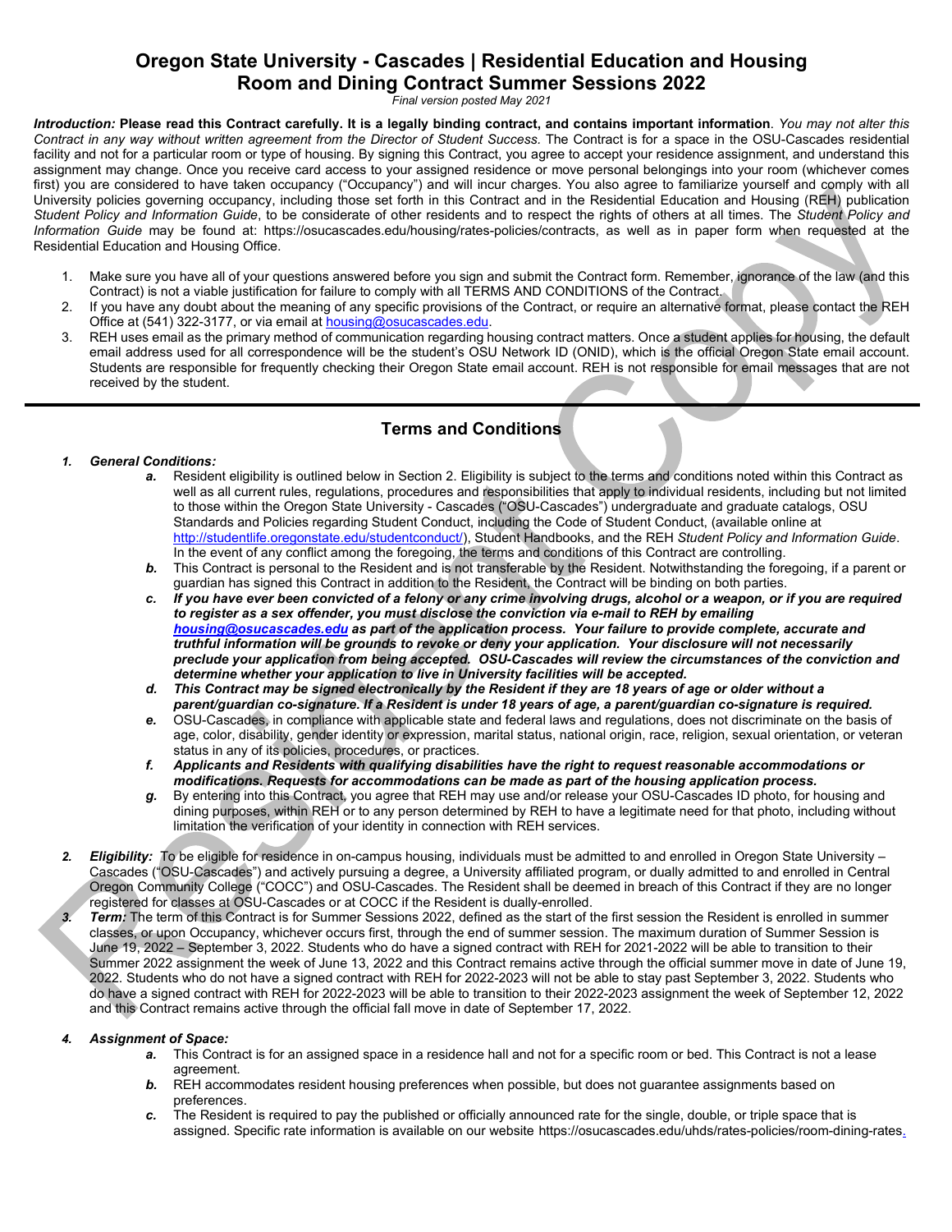# Oregon State University - Cascades | Residential Education and Housing
## Room and Dining Contract Summer Sessions 2022

*Final version posted May 2021*

***Introduction:*** **Please read this Contract carefully. It is a legally binding contract, and contains important information**. *You may not alter this Contract in any way without written agreement from the Director of Student Success.* The Contract is for a space in the OSU-Cascades residential facility and not for a particular room or type of housing. By signing this Contract, you agree to accept your residence assignment, and understand this assignment may change. Once you receive card access to your assigned residence or move personal belongings into your room (whichever comes first) you are considered to have taken occupancy ("Occupancy") and will incur charges. You also agree to familiarize yourself and comply with all University policies governing occupancy, including those set forth in this Contract and in the Residential Education and Housing (REH) publication *Student Policy and Information Guide*, to be considerate of other residents and to respect the rights of others at all times. The *Student Policy and Information Guide* may be found at: https://osucascades.edu/housing/rates-policies/contracts, as well as in paper form when requested at the Residential Education and Housing Office.

1. Make sure you have all of your questions answered before you sign and submit the Contract form. Remember, ignorance of the law (and this Contract) is not a viable justification for failure to comply with all TERMS AND CONDITIONS of the Contract.
2. If you have any doubt about the meaning of any specific provisions of the Contract, or require an alternative format, please contact the REH Office at (541) 322-3177, or via email at housing@osucascades.edu.
3. REH uses email as the primary method of communication regarding housing contract matters. Once a student applies for housing, the default email address used for all correspondence will be the student's OSU Network ID (ONID), which is the official Oregon State email account. Students are responsible for frequently checking their Oregon State email account. REH is not responsible for email messages that are not received by the student.

---

## Terms and Conditions

1. ***General Conditions:***
   - ***a.*** Resident eligibility is outlined below in Section 2. Eligibility is subject to the terms and conditions noted within this Contract as well as all current rules, regulations, procedures and responsibilities that apply to individual residents, including but not limited to those within the Oregon State University - Cascades ("OSU-Cascades") undergraduate and graduate catalogs, OSU Standards and Policies regarding Student Conduct, including the Code of Student Conduct, (available online at http://studentlife.oregonstate.edu/studentconduct/), Student Handbooks, and the REH *Student Policy and Information Guide*. In the event of any conflict among the foregoing, the terms and conditions of this Contract are controlling.
   - ***b.*** This Contract is personal to the Resident and is not transferable by the Resident. Notwithstanding the foregoing, if a parent or guardian has signed this Contract in addition to the Resident, the Contract will be binding on both parties.
   - ***c.*** ***If you have ever been convicted of a felony or any crime involving drugs, alcohol or a weapon, or if you are required to register as a sex offender, you must disclose the conviction via e-mail to REH by emailing housing@osucascades.edu as part of the application process. Your failure to provide complete, accurate and truthful information will be grounds to revoke or deny your application. Your disclosure will not necessarily preclude your application from being accepted. OSU-Cascades will review the circumstances of the conviction and determine whether your application to live in University facilities will be accepted.***
   - ***d.*** ***This Contract may be signed electronically by the Resident if they are 18 years of age or older without a parent/guardian co-signature. If a Resident is under 18 years of age, a parent/guardian co-signature is required.***
   - ***e.*** OSU-Cascades, in compliance with applicable state and federal laws and regulations, does not discriminate on the basis of age, color, disability, gender identity or expression, marital status, national origin, race, religion, sexual orientation, or veteran status in any of its policies, procedures, or practices.
   - ***f.*** ***Applicants and Residents with qualifying disabilities have the right to request reasonable accommodations or modifications. Requests for accommodations can be made as part of the housing application process.***
   - ***g.*** By entering into this Contract, you agree that REH may use and/or release your OSU-Cascades ID photo, for housing and dining purposes, within REH or to any person determined by REH to have a legitimate need for that photo, including without limitation the verification of your identity in connection with REH services.

2. ***Eligibility:*** To be eligible for residence in on-campus housing, individuals must be admitted to and enrolled in Oregon State University – Cascades ("OSU-Cascades") and actively pursuing a degree, a University affiliated program, or dually admitted to and enrolled in Central Oregon Community College ("COCC") and OSU-Cascades. The Resident shall be deemed in breach of this Contract if they are no longer registered for classes at OSU-Cascades or at COCC if the Resident is dually-enrolled.

3. ***Term:*** The term of this Contract is for Summer Sessions 2022, defined as the start of the first session the Resident is enrolled in summer classes, or upon Occupancy, whichever occurs first, through the end of summer session. The maximum duration of Summer Session is June 19, 2022 – September 3, 2022. Students who do have a signed contract with REH for 2021-2022 will be able to transition to their Summer 2022 assignment the week of June 13, 2022 and this Contract remains active through the official summer move in date of June 19, 2022. Students who do not have a signed contract with REH for 2022-2023 will not be able to stay past September 3, 2022. Students who do have a signed contract with REH for 2022-2023 will be able to transition to their 2022-2023 assignment the week of September 12, 2022 and this Contract remains active through the official fall move in date of September 17, 2022.

4. ***Assignment of Space:***
   - ***a.*** This Contract is for an assigned space in a residence hall and not for a specific room or bed. This Contract is not a lease agreement.
   - ***b.*** REH accommodates resident housing preferences when possible, but does not guarantee assignments based on preferences.
   - ***c.*** The Resident is required to pay the published or officially announced rate for the single, double, or triple space that is assigned. Specific rate information is available on our website https://osucascades.edu/uhds/rates-policies/room-dining-rates.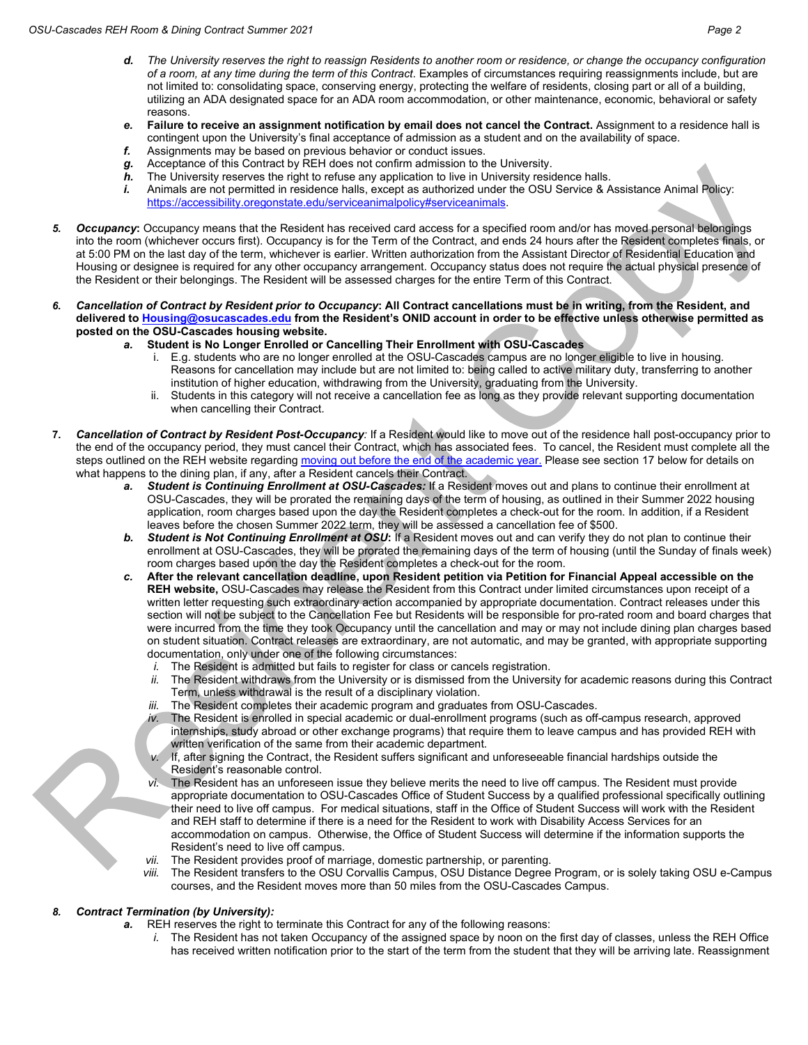- *d.* ***The University reserves the right to reassign Residents to another room or residence, or change the occupancy configuration of a room, at any time during the term of this Contract.*** Examples of circumstances requiring reassignments include, but are not limited to: consolidating space, conserving energy, protecting the welfare of residents, closing part or all of a building, utilizing an ADA designated space for an ADA room accommodation, or other maintenance, economic, behavioral or safety reasons.
   - *e.* **Failure to receive an assignment notification by email does not cancel the Contract.** Assignment to a residence hall is contingent upon the University's final acceptance of admission as a student and on the availability of space.
   - *f.* Assignments may be based on previous behavior or conduct issues.
   - *g.* Acceptance of this Contract by REH does not confirm admission to the University.
   - *h.* The University reserves the right to refuse any application to live in University residence halls.
   - *i.* Animals are not permitted in residence halls, except as authorized under the OSU Service & Assistance Animal Policy: https://accessibility.oregonstate.edu/serviceanimalpolicy#serviceanimals.

5. ***Occupancy*:** Occupancy means that the Resident has received card access for a specified room and/or has moved personal belongings into the room (whichever occurs first). Occupancy is for the Term of the Contract, and ends 24 hours after the Resident completes finals, or at 5:00 PM on the last day of the term, whichever is earlier. Written authorization from the Assistant Director of Residential Education and Housing or designee is required for any other occupancy arrangement. Occupancy status does not require the actual physical presence of the Resident or their belongings. The Resident will be assessed charges for the entire Term of this Contract.

6. ***Cancellation of Contract by Resident prior to Occupancy*: All Contract cancellations must be in writing, from the Resident, and delivered to Housing@osucascades.edu from the Resident's ONID account in order to be effective unless otherwise permitted as posted on the OSU-Cascades housing website.**
   - *a.* **Student is No Longer Enrolled or Cancelling Their Enrollment with OSU-Cascades**
     - i. E.g. students who are no longer enrolled at the OSU-Cascades campus are no longer eligible to live in housing. Reasons for cancellation may include but are not limited to: being called to active military duty, transferring to another institution of higher education, withdrawing from the University, graduating from the University.
     - ii. Students in this category will not receive a cancellation fee as long as they provide relevant supporting documentation when cancelling their Contract.

7. ***Cancellation of Contract by Resident Post-Occupancy*:** If a Resident would like to move out of the residence hall post-occupancy prior to the end of the occupancy period, they must cancel their Contract, which has associated fees. To cancel, the Resident must complete all the steps outlined on the REH website regarding moving out before the end of the academic year. Please see section 17 below for details on what happens to the dining plan, if any, after a Resident cancels their Contract.
   - *a.* ***Student is Continuing Enrollment at OSU-Cascades:*** If a Resident moves out and plans to continue their enrollment at OSU-Cascades, they will be prorated the remaining days of the term of housing, as outlined in their Summer 2022 housing application, room charges based upon the day the Resident completes a check-out for the room. In addition, if a Resident leaves before the chosen Summer 2022 term, they will be assessed a cancellation fee of $500.
   - *b.* ***Student is Not Continuing Enrollment at OSU*:** If a Resident moves out and can verify they do not plan to continue their enrollment at OSU-Cascades, they will be prorated the remaining days of the term of housing (until the Sunday of finals week) room charges based upon the day the Resident completes a check-out for the room.
   - *c.* **After the relevant cancellation deadline, upon Resident petition via Petition for Financial Appeal accessible on the REH website,** OSU-Cascades may release the Resident from this Contract under limited circumstances upon receipt of a written letter requesting such extraordinary action accompanied by appropriate documentation. Contract releases under this section will not be subject to the Cancellation Fee but Residents will be responsible for pro-rated room and board charges that were incurred from the time they took Occupancy until the cancellation and may or may not include dining plan charges based on student situation. Contract releases are extraordinary, are not automatic, and may be granted, with appropriate supporting documentation, only under one of the following circumstances:
     - *i.* The Resident is admitted but fails to register for class or cancels registration.
     - *ii.* The Resident withdraws from the University or is dismissed from the University for academic reasons during this Contract Term, unless withdrawal is the result of a disciplinary violation.
     - *iii.* The Resident completes their academic program and graduates from OSU-Cascades.
     - *iv.* The Resident is enrolled in special academic or dual-enrollment programs (such as off-campus research, approved internships, study abroad or other exchange programs) that require them to leave campus and has provided REH with written verification of the same from their academic department.
     - *v.* If, after signing the Contract, the Resident suffers significant and unforeseeable financial hardships outside the Resident's reasonable control.
     - *vi.* The Resident has an unforeseen issue they believe merits the need to live off campus. The Resident must provide appropriate documentation to OSU-Cascades Office of Student Success by a qualified professional specifically outlining their need to live off campus. For medical situations, staff in the Office of Student Success will work with the Resident and REH staff to determine if there is a need for the Resident to work with Disability Access Services for an accommodation on campus. Otherwise, the Office of Student Success will determine if the information supports the Resident's need to live off campus.
     - *vii.* The Resident provides proof of marriage, domestic partnership, or parenting.
     - *viii.* The Resident transfers to the OSU Corvallis Campus, OSU Distance Degree Program, or is solely taking OSU e-Campus courses, and the Resident moves more than 50 miles from the OSU-Cascades Campus.

8. ***Contract Termination (by University):***
   - *a.* REH reserves the right to terminate this Contract for any of the following reasons:
     - *i.* The Resident has not taken Occupancy of the assigned space by noon on the first day of classes, unless the REH Office has received written notification prior to the start of the term from the student that they will be arriving late. Reassignment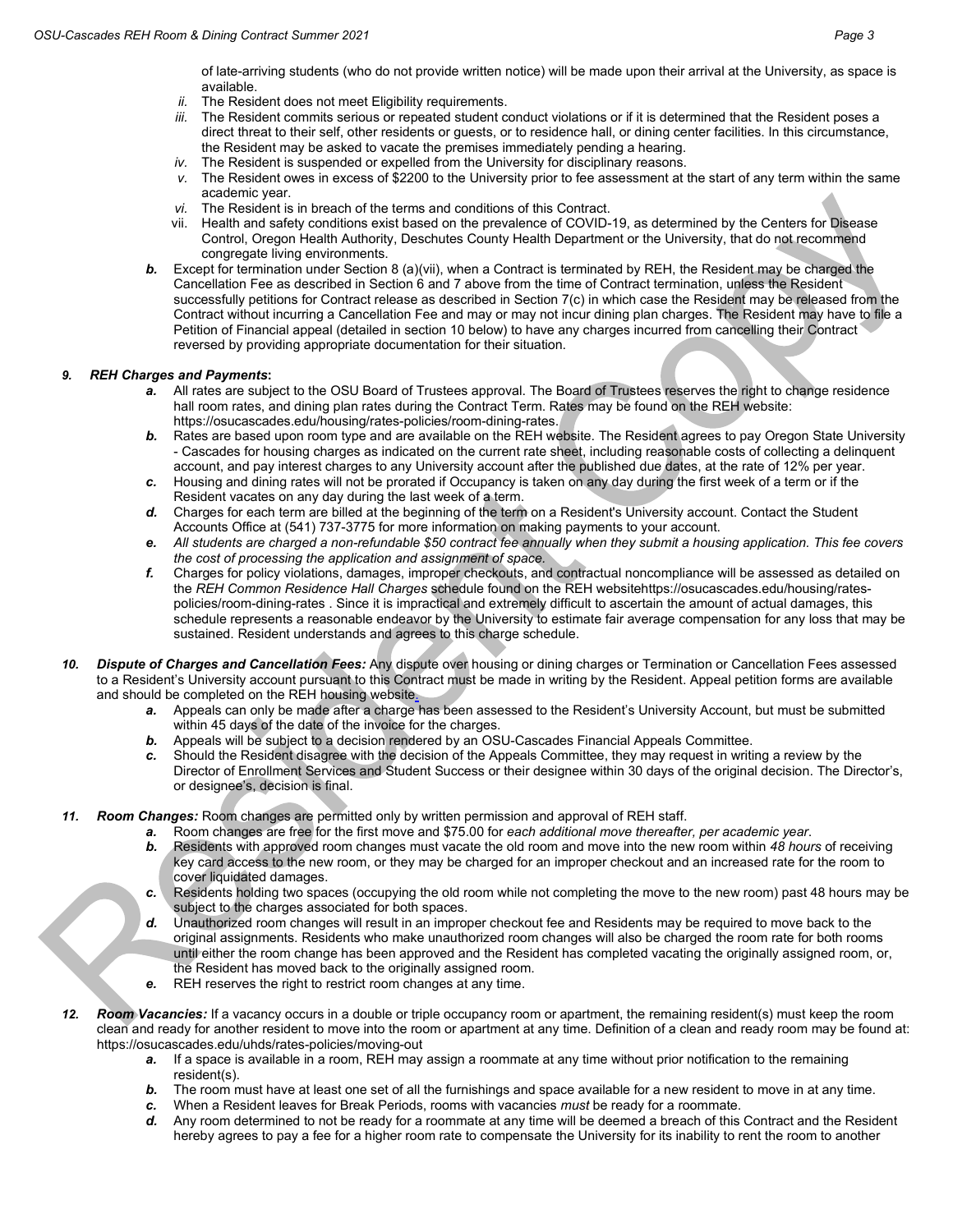of late-arriving students (who do not provide written notice) will be made upon their arrival at the University, as space is available.

   *ii.* The Resident does not meet Eligibility requirements.

   *iii.* The Resident commits serious or repeated student conduct violations or if it is determined that the Resident poses a direct threat to their self, other residents or guests, or to residence hall, or dining center facilities. In this circumstance, the Resident may be asked to vacate the premises immediately pending a hearing.

   *iv.* The Resident is suspended or expelled from the University for disciplinary reasons.

   *v.* The Resident owes in excess of $2200 to the University prior to fee assessment at the start of any term within the same academic year.

   *vi.* The Resident is in breach of the terms and conditions of this Contract.

   vii. Health and safety conditions exist based on the prevalence of COVID-19, as determined by the Centers for Disease Control, Oregon Health Authority, Deschutes County Health Department or the University, that do not recommend congregate living environments.

   ***b.*** Except for termination under Section 8 (a)(vii), when a Contract is terminated by REH, the Resident may be charged the Cancellation Fee as described in Section 6 and 7 above from the time of Contract termination, unless the Resident successfully petitions for Contract release as described in Section 7(c) in which case the Resident may be released from the Contract without incurring a Cancellation Fee and may or may not incur dining plan charges. The Resident may have to file a Petition of Financial appeal (detailed in section 10 below) to have any charges incurred from cancelling their Contract reversed by providing appropriate documentation for their situation.

***9. REH Charges and Payments*:**

   ***a.*** All rates are subject to the OSU Board of Trustees approval. The Board of Trustees reserves the right to change residence hall room rates, and dining plan rates during the Contract Term. Rates may be found on the REH website: https://osucascades.edu/housing/rates-policies/room-dining-rates.

   ***b.*** Rates are based upon room type and are available on the REH website. The Resident agrees to pay Oregon State University - Cascades for housing charges as indicated on the current rate sheet, including reasonable costs of collecting a delinquent account, and pay interest charges to any University account after the published due dates, at the rate of 12% per year.

   ***c.*** Housing and dining rates will not be prorated if Occupancy is taken on any day during the first week of a term or if the Resident vacates on any day during the last week of a term.

   ***d.*** Charges for each term are billed at the beginning of the term on a Resident's University account. Contact the Student Accounts Office at (541) 737-3775 for more information on making payments to your account.

   ***e.*** *All students are charged a non-refundable $50 contract fee annually when they submit a housing application. This fee covers the cost of processing the application and assignment of space.*

   ***f.*** Charges for policy violations, damages, improper checkouts, and contractual noncompliance will be assessed as detailed on the *REH Common Residence Hall Charges* schedule found on the REH websitehttps://osucascades.edu/housing/rates-policies/room-dining-rates . Since it is impractical and extremely difficult to ascertain the amount of actual damages, this schedule represents a reasonable endeavor by the University to estimate fair average compensation for any loss that may be sustained. Resident understands and agrees to this charge schedule.

***10. Dispute of Charges and Cancellation Fees:*** Any dispute over housing or dining charges or Termination or Cancellation Fees assessed to a Resident's University account pursuant to this Contract must be made in writing by the Resident. Appeal petition forms are available and should be completed on the REH housing website.

   ***a.*** Appeals can only be made after a charge has been assessed to the Resident's University Account, but must be submitted within 45 days of the date of the invoice for the charges.

   ***b.*** Appeals will be subject to a decision rendered by an OSU-Cascades Financial Appeals Committee.

   ***c.*** Should the Resident disagree with the decision of the Appeals Committee, they may request in writing a review by the Director of Enrollment Services and Student Success or their designee within 30 days of the original decision. The Director's, or designee's, decision is final.

***11. Room Changes:*** Room changes are permitted only by written permission and approval of REH staff.

   ***a.*** Room changes are free for the first move and $75.00 for *each additional move thereafter, per academic year*.

   ***b.*** Residents with approved room changes must vacate the old room and move into the new room within *48 hours* of receiving key card access to the new room, or they may be charged for an improper checkout and an increased rate for the room to cover liquidated damages.

   ***c.*** Residents holding two spaces (occupying the old room while not completing the move to the new room) past 48 hours may be subject to the charges associated for both spaces.

   ***d.*** Unauthorized room changes will result in an improper checkout fee and Residents may be required to move back to the original assignments. Residents who make unauthorized room changes will also be charged the room rate for both rooms until either the room change has been approved and the Resident has completed vacating the originally assigned room, or, the Resident has moved back to the originally assigned room.

   ***e.*** REH reserves the right to restrict room changes at any time.

***12. Room Vacancies:*** If a vacancy occurs in a double or triple occupancy room or apartment, the remaining resident(s) must keep the room clean and ready for another resident to move into the room or apartment at any time. Definition of a clean and ready room may be found at: https://osucascades.edu/uhds/rates-policies/moving-out

   ***a.*** If a space is available in a room, REH may assign a roommate at any time without prior notification to the remaining resident(s).

   ***b.*** The room must have at least one set of all the furnishings and space available for a new resident to move in at any time.

   ***c.*** When a Resident leaves for Break Periods, rooms with vacancies *must* be ready for a roommate.

   ***d.*** Any room determined to not be ready for a roommate at any time will be deemed a breach of this Contract and the Resident hereby agrees to pay a fee for a higher room rate to compensate the University for its inability to rent the room to another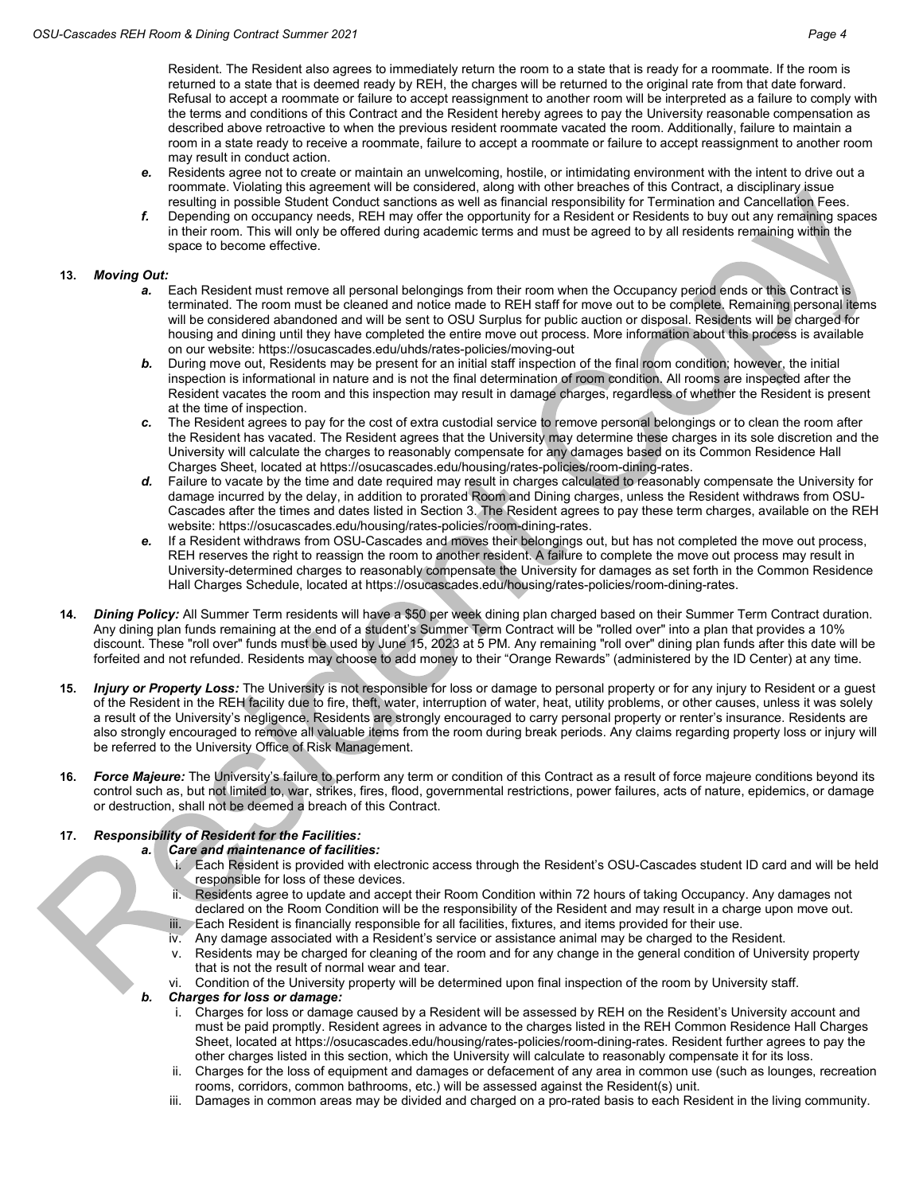Resident. The Resident also agrees to immediately return the room to a state that is ready for a roommate. If the room is returned to a state that is deemed ready by REH, the charges will be returned to the original rate from that date forward. Refusal to accept a roommate or failure to accept reassignment to another room will be interpreted as a failure to comply with the terms and conditions of this Contract and the Resident hereby agrees to pay the University reasonable compensation as described above retroactive to when the previous resident roommate vacated the room. Additionally, failure to maintain a room in a state ready to receive a roommate, failure to accept a roommate or failure to accept reassignment to another room may result in conduct action.

- ***e.*** Residents agree not to create or maintain an unwelcoming, hostile, or intimidating environment with the intent to drive out a roommate. Violating this agreement will be considered, along with other breaches of this Contract, a disciplinary issue resulting in possible Student Conduct sanctions as well as financial responsibility for Termination and Cancellation Fees.
- ***f.*** Depending on occupancy needs, REH may offer the opportunity for a Resident or Residents to buy out any remaining spaces in their room. This will only be offered during academic terms and must be agreed to by all residents remaining within the space to become effective.

**13. *Moving Out:***

- ***a.*** Each Resident must remove all personal belongings from their room when the Occupancy period ends or this Contract is terminated. The room must be cleaned and notice made to REH staff for move out to be complete. Remaining personal items will be considered abandoned and will be sent to OSU Surplus for public auction or disposal. Residents will be charged for housing and dining until they have completed the entire move out process. More information about this process is available on our website: https://osucascades.edu/uhds/rates-policies/moving-out
- ***b.*** During move out, Residents may be present for an initial staff inspection of the final room condition; however, the initial inspection is informational in nature and is not the final determination of room condition. All rooms are inspected after the Resident vacates the room and this inspection may result in damage charges, regardless of whether the Resident is present at the time of inspection.
- ***c.*** The Resident agrees to pay for the cost of extra custodial service to remove personal belongings or to clean the room after the Resident has vacated. The Resident agrees that the University may determine these charges in its sole discretion and the University will calculate the charges to reasonably compensate for any damages based on its Common Residence Hall Charges Sheet, located at https://osucascades.edu/housing/rates-policies/room-dining-rates.
- ***d.*** Failure to vacate by the time and date required may result in charges calculated to reasonably compensate the University for damage incurred by the delay, in addition to prorated Room and Dining charges, unless the Resident withdraws from OSU-Cascades after the times and dates listed in Section 3. The Resident agrees to pay these term charges, available on the REH website: https://osucascades.edu/housing/rates-policies/room-dining-rates.
- ***e.*** If a Resident withdraws from OSU-Cascades and moves their belongings out, but has not completed the move out process, REH reserves the right to reassign the room to another resident. A failure to complete the move out process may result in University-determined charges to reasonably compensate the University for damages as set forth in the Common Residence Hall Charges Schedule, located at https://osucascades.edu/housing/rates-policies/room-dining-rates.

**14. *Dining Policy:*** All Summer Term residents will have a $50 per week dining plan charged based on their Summer Term Contract duration. Any dining plan funds remaining at the end of a student's Summer Term Contract will be "rolled over" into a plan that provides a 10% discount. These "roll over" funds must be used by June 15, 2023 at 5 PM. Any remaining "roll over" dining plan funds after this date will be forfeited and not refunded. Residents may choose to add money to their "Orange Rewards" (administered by the ID Center) at any time.

**15. *Injury or Property Loss:*** The University is not responsible for loss or damage to personal property or for any injury to Resident or a guest of the Resident in the REH facility due to fire, theft, water, interruption of water, heat, utility problems, or other causes, unless it was solely a result of the University's negligence. Residents are strongly encouraged to carry personal property or renter's insurance. Residents are also strongly encouraged to remove all valuable items from the room during break periods. Any claims regarding property loss or injury will be referred to the University Office of Risk Management.

**16. *Force Majeure:*** The University's failure to perform any term or condition of this Contract as a result of force majeure conditions beyond its control such as, but not limited to, war, strikes, fires, flood, governmental restrictions, power failures, acts of nature, epidemics, or damage or destruction, shall not be deemed a breach of this Contract.

**17. *Responsibility of Resident for the Facilities:***

- ***a. Care and maintenance of facilities:***
  - i. Each Resident is provided with electronic access through the Resident's OSU-Cascades student ID card and will be held responsible for loss of these devices.
  - ii. Residents agree to update and accept their Room Condition within 72 hours of taking Occupancy. Any damages not declared on the Room Condition will be the responsibility of the Resident and may result in a charge upon move out.
  - iii. Each Resident is financially responsible for all facilities, fixtures, and items provided for their use.
  - iv. Any damage associated with a Resident's service or assistance animal may be charged to the Resident.
  - v. Residents may be charged for cleaning of the room and for any change in the general condition of University property that is not the result of normal wear and tear.
  - vi. Condition of the University property will be determined upon final inspection of the room by University staff.
- ***b. Charges for loss or damage:***
  - i. Charges for loss or damage caused by a Resident will be assessed by REH on the Resident's University account and must be paid promptly. Resident agrees in advance to the charges listed in the REH Common Residence Hall Charges Sheet, located at https://osucascades.edu/housing/rates-policies/room-dining-rates. Resident further agrees to pay the other charges listed in this section, which the University will calculate to reasonably compensate it for its loss.
  - ii. Charges for the loss of equipment and damages or defacement of any area in common use (such as lounges, recreation rooms, corridors, common bathrooms, etc.) will be assessed against the Resident(s) unit.
  - iii. Damages in common areas may be divided and charged on a pro-rated basis to each Resident in the living community.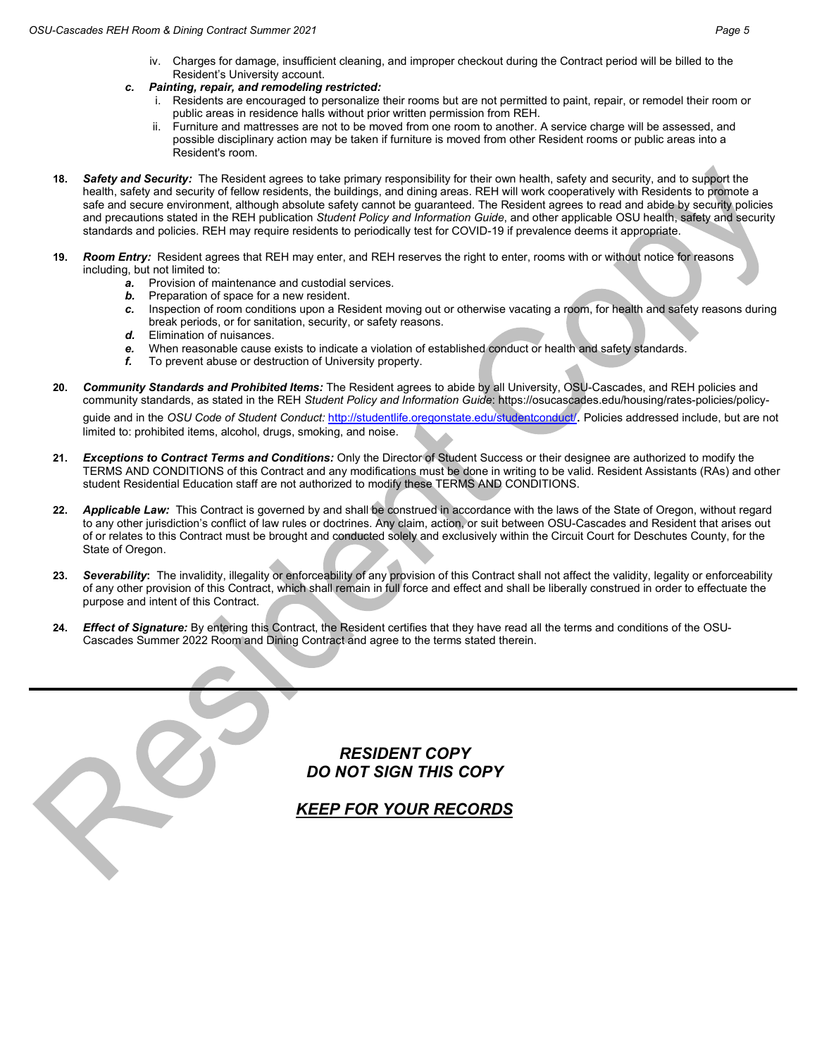iv. Charges for damage, insufficient cleaning, and improper checkout during the Contract period will be billed to the Resident's University account.

*c.* ***Painting, repair, and remodeling restricted:***

i. Residents are encouraged to personalize their rooms but are not permitted to paint, repair, or remodel their room or public areas in residence halls without prior written permission from REH.

ii. Furniture and mattresses are not to be moved from one room to another. A service charge will be assessed, and possible disciplinary action may be taken if furniture is moved from other Resident rooms or public areas into a Resident's room.

**18.** ***Safety and Security:*** The Resident agrees to take primary responsibility for their own health, safety and security, and to support the health, safety and security of fellow residents, the buildings, and dining areas. REH will work cooperatively with Residents to promote a safe and secure environment, although absolute safety cannot be guaranteed. The Resident agrees to read and abide by security policies and precautions stated in the REH publication *Student Policy and Information Guide*, and other applicable OSU health, safety and security standards and policies. REH may require residents to periodically test for COVID-19 if prevalence deems it appropriate.

**19.** ***Room Entry:*** Resident agrees that REH may enter, and REH reserves the right to enter, rooms with or without notice for reasons including, but not limited to:

*a.* Provision of maintenance and custodial services.
*b.* Preparation of space for a new resident.
*c.* Inspection of room conditions upon a Resident moving out or otherwise vacating a room, for health and safety reasons during break periods, or for sanitation, security, or safety reasons.
*d.* Elimination of nuisances.
*e.* When reasonable cause exists to indicate a violation of established conduct or health and safety standards.
*f.* To prevent abuse or destruction of University property.

**20.** ***Community Standards and Prohibited Items:*** The Resident agrees to abide by all University, OSU-Cascades, and REH policies and community standards, as stated in the REH *Student Policy and Information Guide*: https://osucascades.edu/housing/rates-policies/policy-guide and in the *OSU Code of Student Conduct:* http://studentlife.oregonstate.edu/studentconduct/. Policies addressed include, but are not limited to: prohibited items, alcohol, drugs, smoking, and noise.

**21.** ***Exceptions to Contract Terms and Conditions:*** Only the Director of Student Success or their designee are authorized to modify the TERMS AND CONDITIONS of this Contract and any modifications must be done in writing to be valid. Resident Assistants (RAs) and other student Residential Education staff are not authorized to modify these TERMS AND CONDITIONS.

**22.** ***Applicable Law:*** This Contract is governed by and shall be construed in accordance with the laws of the State of Oregon, without regard to any other jurisdiction's conflict of law rules or doctrines. Any claim, action, or suit between OSU-Cascades and Resident that arises out of or relates to this Contract must be brought and conducted solely and exclusively within the Circuit Court for Deschutes County, for the State of Oregon.

**23.** ***Severability*****:** The invalidity, illegality or enforceability of any provision of this Contract shall not affect the validity, legality or enforceability of any other provision of this Contract, which shall remain in full force and effect and shall be liberally construed in order to effectuate the purpose and intent of this Contract.

**24.** ***Effect of Signature:*** By entering this Contract, the Resident certifies that they have read all the terms and conditions of the OSU-Cascades Summer 2022 Room and Dining Contract and agree to the terms stated therein.

---

***RESIDENT COPY***
***DO NOT SIGN THIS COPY***

***<u>KEEP FOR YOUR RECORDS</u>***